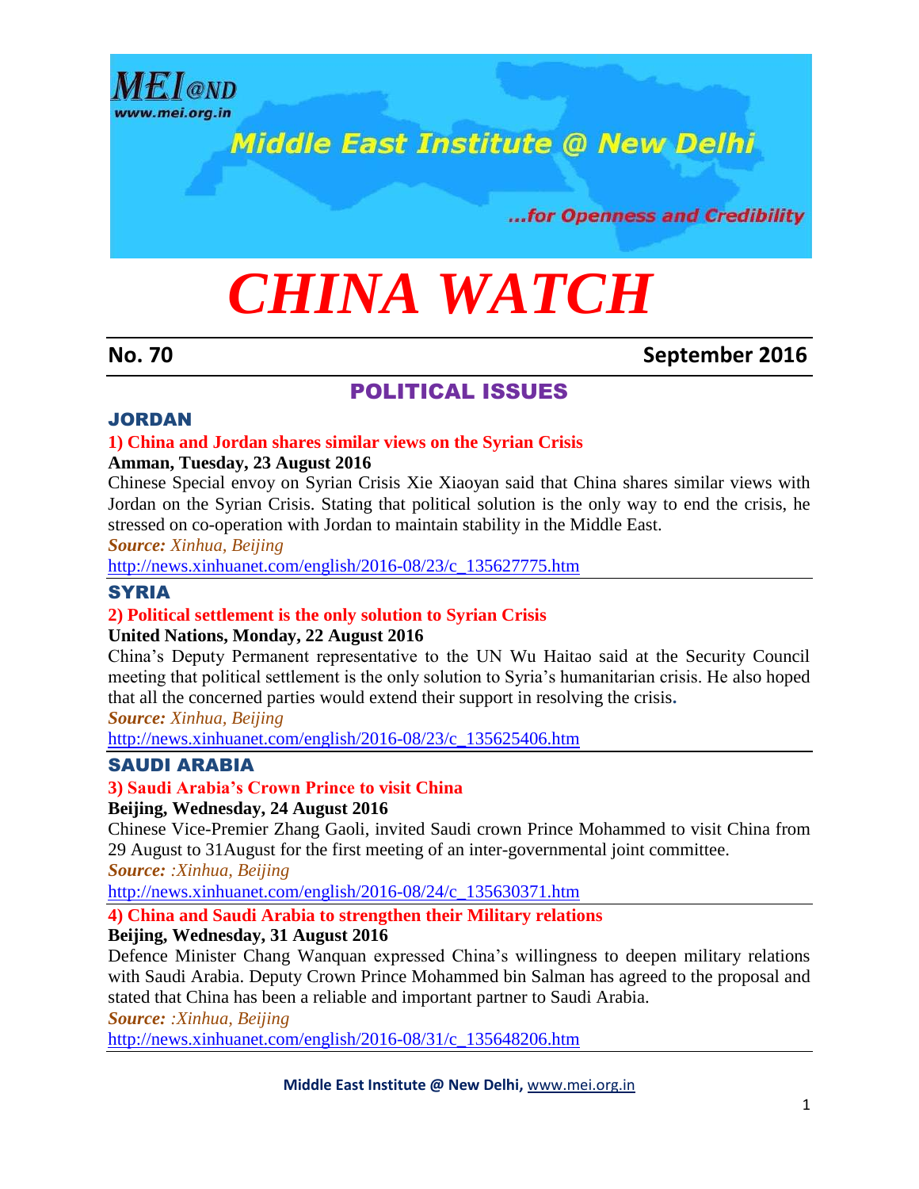MEI@ND
www.mei.org.in

Middle East Institute @ New Delhi

...for Openness and Credibility

# CHINA WATCH

**No. 70** **September 2016**

## POLITICAL ISSUES

### JORDAN

**1) China and Jordan shares similar views on the Syrian Crisis**

**Amman, Tuesday, 23 August 2016**

Chinese Special envoy on Syrian Crisis Xie Xiaoyan said that China shares similar views with Jordan on the Syrian Crisis. Stating that political solution is the only way to end the crisis, he stressed on co-operation with Jordan to maintain stability in the Middle East.

***Source:*** *Xinhua, Beijing*

http://news.xinhuanet.com/english/2016-08/23/c_135627775.htm

### SYRIA

**2) Political settlement is the only solution to Syrian Crisis**

**United Nations, Monday, 22 August 2016**

China's Deputy Permanent representative to the UN Wu Haitao said at the Security Council meeting that political settlement is the only solution to Syria's humanitarian crisis. He also hoped that all the concerned parties would extend their support in resolving the crisis.

***Source:*** *Xinhua, Beijing*

http://news.xinhuanet.com/english/2016-08/23/c_135625406.htm

### SAUDI ARABIA

**3) Saudi Arabia's Crown Prince to visit China**

**Beijing, Wednesday, 24 August 2016**

Chinese Vice-Premier Zhang Gaoli, invited Saudi crown Prince Mohammed to visit China from 29 August to 31August for the first meeting of an inter-governmental joint committee.

***Source:*** *:Xinhua, Beijing*

http://news.xinhuanet.com/english/2016-08/24/c_135630371.htm

**4) China and Saudi Arabia to strengthen their Military relations**

**Beijing, Wednesday, 31 August 2016**

Defence Minister Chang Wanquan expressed China's willingness to deepen military relations with Saudi Arabia. Deputy Crown Prince Mohammed bin Salman has agreed to the proposal and stated that China has been a reliable and important partner to Saudi Arabia.

***Source:*** *:Xinhua, Beijing*

http://news.xinhuanet.com/english/2016-08/31/c_135648206.htm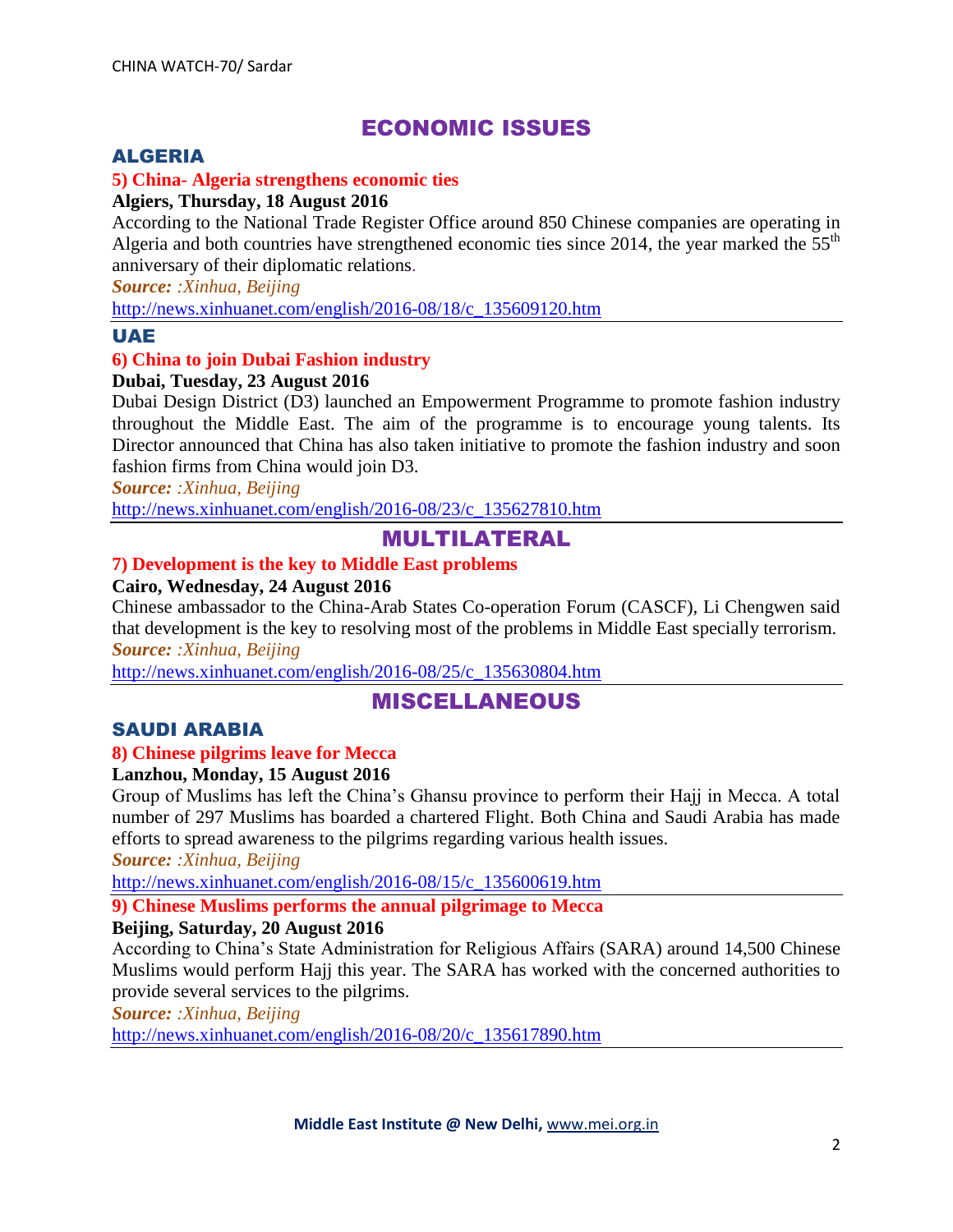# ECONOMIC ISSUES

## ALGERIA

### 5) China- Algeria strengthens economic ties

**Algiers, Thursday, 18 August 2016**

According to the National Trade Register Office around 850 Chinese companies are operating in Algeria and both countries have strengthened economic ties since 2014, the year marked the 55th anniversary of their diplomatic relations.

***Source:*** *:Xinhua, Beijing*

http://news.xinhuanet.com/english/2016-08/18/c_135609120.htm

---

## UAE

### 6) China to join Dubai Fashion industry

**Dubai, Tuesday, 23 August 2016**

Dubai Design District (D3) launched an Empowerment Programme to promote fashion industry throughout the Middle East. The aim of the programme is to encourage young talents. Its Director announced that China has also taken initiative to promote the fashion industry and soon fashion firms from China would join D3.

***Source:*** *:Xinhua, Beijing*

http://news.xinhuanet.com/english/2016-08/23/c_135627810.htm

---

# MULTILATERAL

### 7) Development is the key to Middle East problems

**Cairo, Wednesday, 24 August 2016**

Chinese ambassador to the China-Arab States Co-operation Forum (CASCF), Li Chengwen said that development is the key to resolving most of the problems in Middle East specially terrorism.

***Source:*** *:Xinhua, Beijing*

http://news.xinhuanet.com/english/2016-08/25/c_135630804.htm

---

# MISCELLANEOUS

## SAUDI ARABIA

### 8) Chinese pilgrims leave for Mecca

**Lanzhou, Monday, 15 August 2016**

Group of Muslims has left the China's Ghansu province to perform their Hajj in Mecca. A total number of 297 Muslims has boarded a chartered Flight. Both China and Saudi Arabia has made efforts to spread awareness to the pilgrims regarding various health issues.

***Source:*** *:Xinhua, Beijing*

http://news.xinhuanet.com/english/2016-08/15/c_135600619.htm

---

### 9) Chinese Muslims performs the annual pilgrimage to Mecca

**Beijing, Saturday, 20 August 2016**

According to China's State Administration for Religious Affairs (SARA) around 14,500 Chinese Muslims would perform Hajj this year. The SARA has worked with the concerned authorities to provide several services to the pilgrims.

***Source:*** *:Xinhua, Beijing*

http://news.xinhuanet.com/english/2016-08/20/c_135617890.htm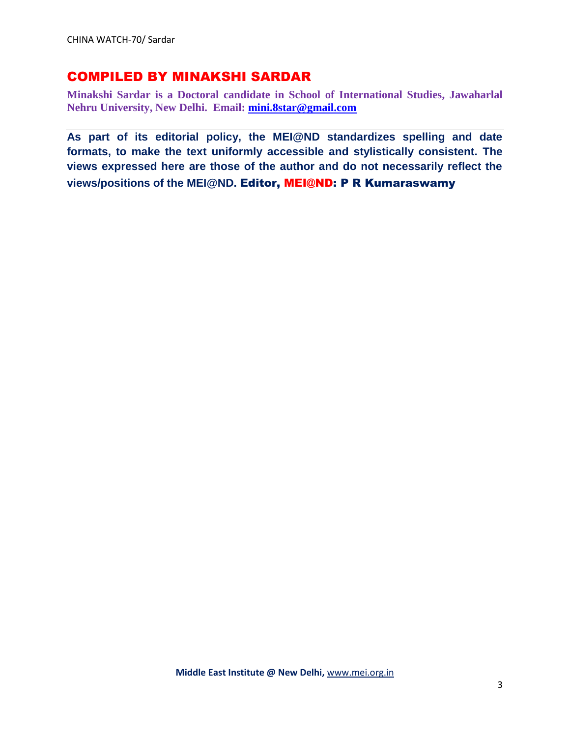## COMPILED BY MINAKSHI SARDAR

**Minakshi Sardar is a Doctoral candidate in School of International Studies, Jawaharlal Nehru University, New Delhi. Email: mini.8star@gmail.com**

---

**As part of its editorial policy, the MEI@ND standardizes spelling and date formats, to make the text uniformly accessible and stylistically consistent. The views expressed here are those of the author and do not necessarily reflect the views/positions of the MEI@ND. Editor, MEI@ND: P R Kumaraswamy**